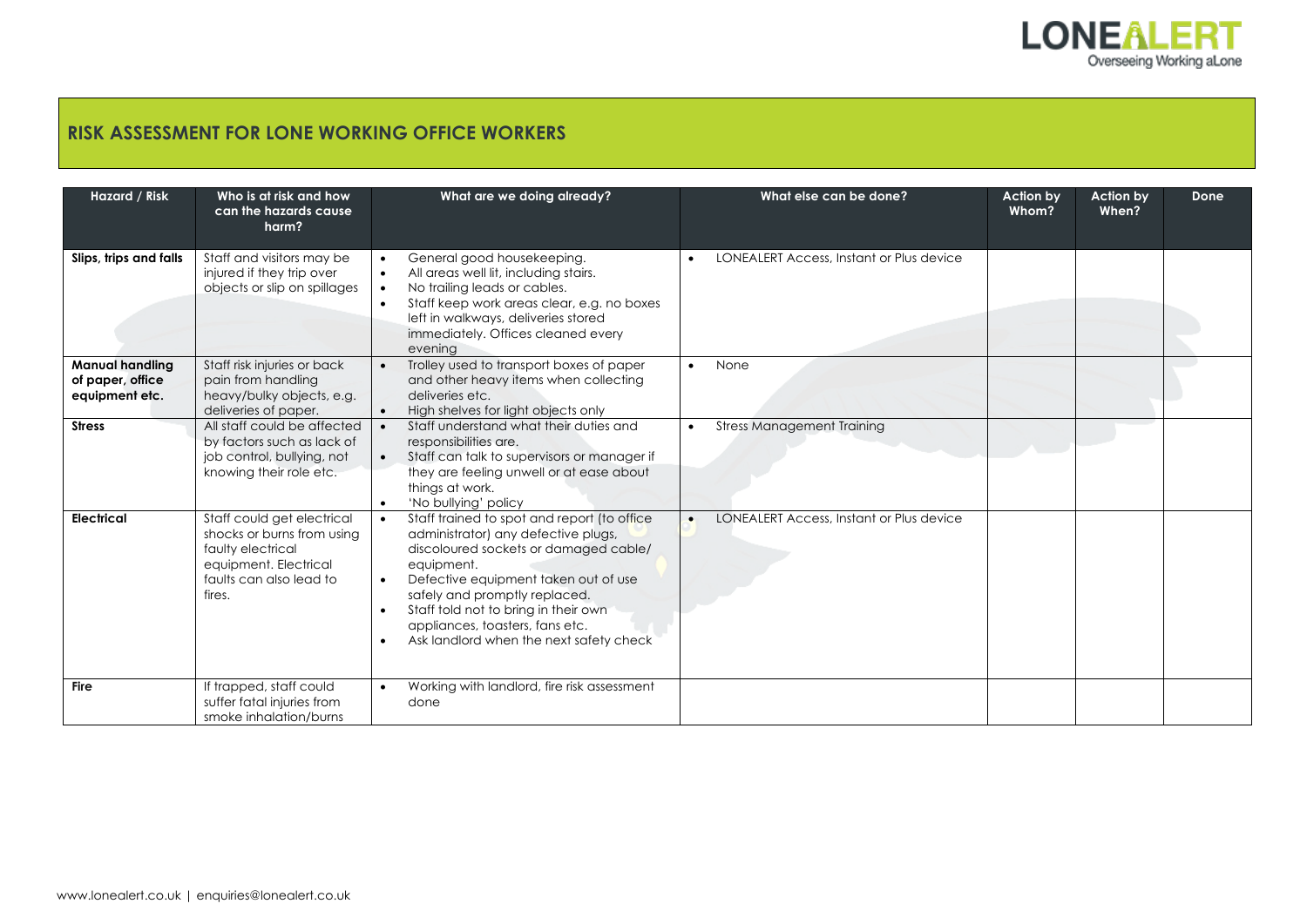# RISK ASSESSMENT FOR LONE WORKING OFFICE WORKERS

| Hazard / Risk | Who is at risk and how can the hazards cause harm? | What are we doing already? | What else can be done? | Action by Whom? | Action by When? | Done |
|---|---|---|---|---|---|---|
| **Slips, trips and falls** | Staff and visitors may be injured if they trip over objects or slip on spillages | • General good housekeeping.<br>• All areas well lit, including stairs.<br>• No trailing leads or cables.<br>• Staff keep work areas clear, e.g. no boxes left in walkways, deliveries stored immediately. Offices cleaned every evening | • LONEALERT Access, Instant or Plus device | | | |
| **Manual handling of paper, office equipment etc.** | Staff risk injuries or back pain from handling heavy/bulky objects, e.g. deliveries of paper. | • Trolley used to transport boxes of paper and other heavy items when collecting deliveries etc.<br>• High shelves for light objects only | • None | | | |
| **Stress** | All staff could be affected by factors such as lack of job control, bullying, not knowing their role etc. | • Staff understand what their duties and responsibilities are.<br>• Staff can talk to supervisors or manager if they are feeling unwell or at ease about things at work.<br>• 'No bullying' policy | • Stress Management Training | | | |
| **Electrical** | Staff could get electrical shocks or burns from using faulty electrical equipment. Electrical faults can also lead to fires. | • Staff trained to spot and report (to office administrator) any defective plugs, discoloured sockets or damaged cable/ equipment.<br>• Defective equipment taken out of use safely and promptly replaced.<br>• Staff told not to bring in their own appliances, toasters, fans etc.<br>• Ask landlord when the next safety check | • LONEALERT Access, Instant or Plus device | | | |
| **Fire** | If trapped, staff could suffer fatal injuries from smoke inhalation/burns | • Working with landlord, fire risk assessment done | | | | |

www.lonealert.co.uk | enquiries@lonealert.co.uk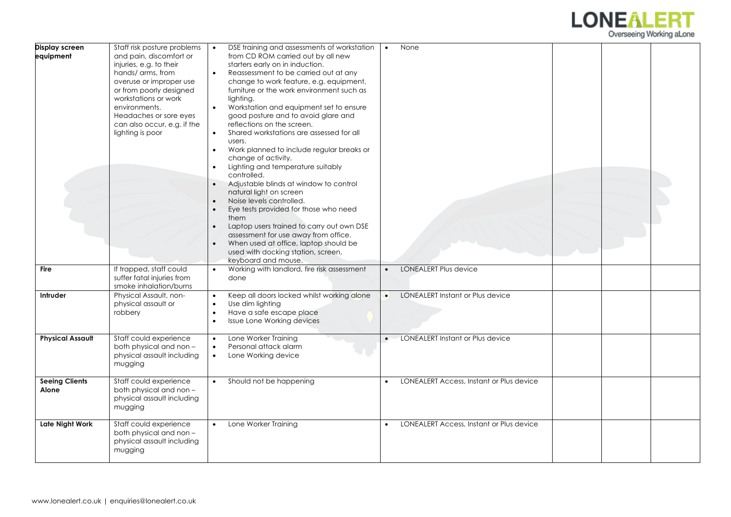| **Display screen equipment** | Staff risk posture problems and pain, discomfort or injuries, e.g. to their hands/ arms, from overuse or improper use or from poorly designed workstations or work environments. Headaches or sore eyes can also occur, e.g. if the lighting is poor | • DSE training and assessments of workstation from CD ROM carried out by all new starters early on in induction.<br>• Reassessment to be carried out at any change to work feature, e.g. equipment, furniture or the work environment such as lighting.<br>• Workstation and equipment set to ensure good posture and to avoid glare and reflections on the screen.<br>• Shared workstations are assessed for all users.<br>• Work planned to include regular breaks or change of activity.<br>• Lighting and temperature suitably controlled.<br>• Adjustable blinds at window to control natural light on screen<br>• Noise levels controlled.<br>• Eye tests provided for those who need them<br>• Laptop users trained to carry out own DSE assessment for use away from office.<br>• When used at office, laptop should be used with docking station, screen, keyboard and mouse. | • None | | | |
|---|---|---|---|---|---|---|
| **Fire** | If trapped, staff could suffer fatal injuries from smoke inhalation/burns | • Working with landlord, fire risk assessment done | • LONEALERT Plus device | | | |
| **Intruder** | Physical Assault, non-physical assault or robbery | • Keep all doors locked whilst working alone<br>• Use dim lighting<br>• Have a safe escape place<br>• Issue Lone Working devices | • LONEALERT Instant or Plus device | | | |
| **Physical Assault** | Staff could experience both physical and non – physical assault including mugging | • Lone Worker Training<br>• Personal attack alarm<br>• Lone Working device | • LONEALERT Instant or Plus device | | | |
| **Seeing Clients Alone** | Staff could experience both physical and non – physical assault including mugging | • Should not be happening | • LONEALERT Access, Instant or Plus device | | | |
| **Late Night Work** | Staff could experience both physical and non – physical assault including mugging | • Lone Worker Training | • LONEALERT Access, Instant or Plus device | | | |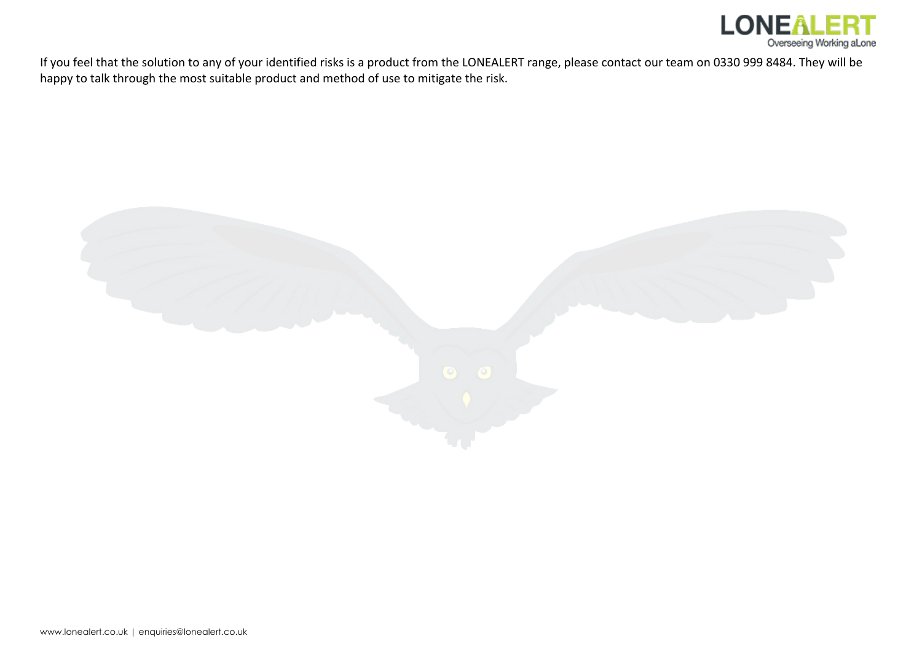If you feel that the solution to any of your identified risks is a product from the LONEALERT range, please contact our team on 0330 999 8484. They will be happy to talk through the most suitable product and method of use to mitigate the risk.